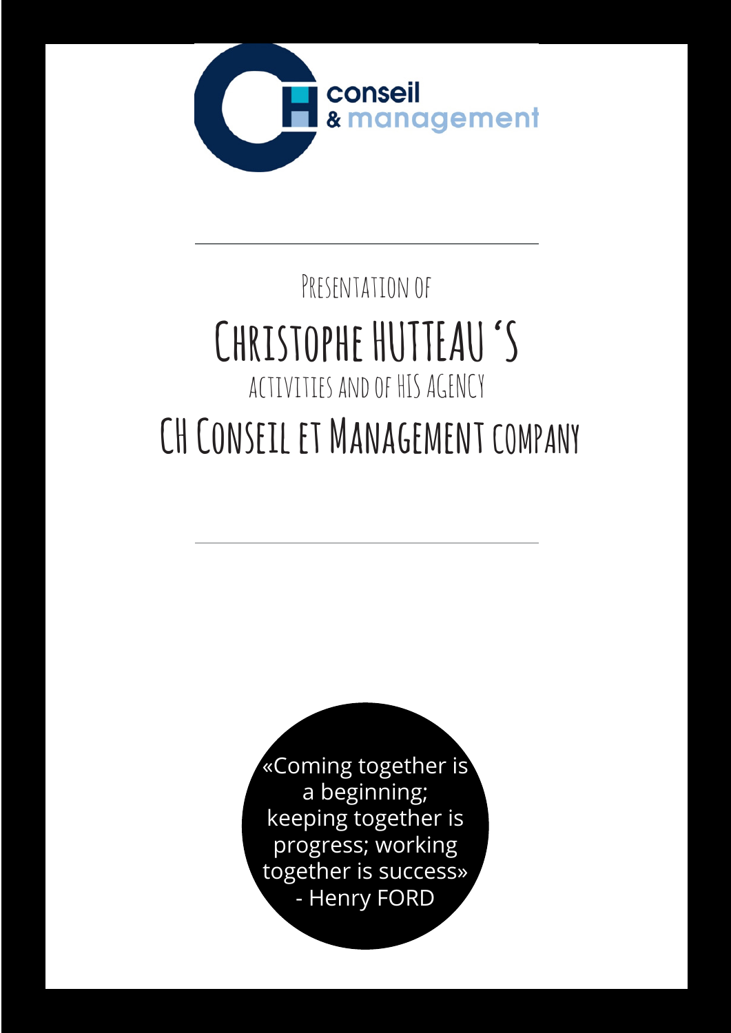conseil
& management

Presentation of

# Christophe HUTTEAU 'S

activities and of his agency

## CH Conseil et Management company

«Coming together is a beginning; keeping together is progress; working together is success» - Henry FORD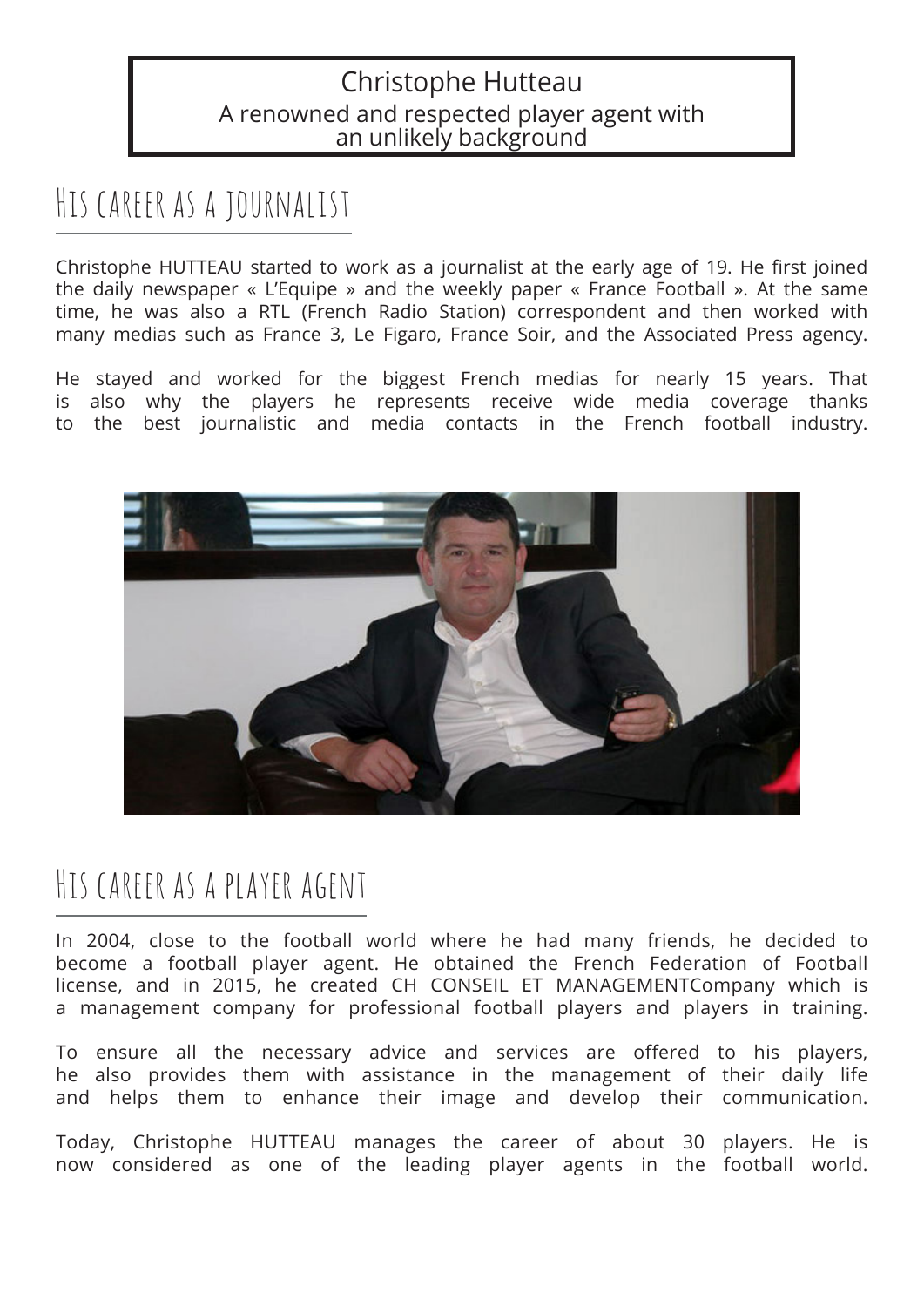Christophe Hutteau

A renowned and respected player agent with an unlikely background

## His career as a journalist

Christophe HUTTEAU started to work as a journalist at the early age of 19. He first joined the daily newspaper « L'Equipe » and the weekly paper « France Football ». At the same time, he was also a RTL (French Radio Station) correspondent and then worked with many medias such as France 3, Le Figaro, France Soir, and the Associated Press agency.

He stayed and worked for the biggest French medias for nearly 15 years. That is also why the players he represents receive wide media coverage thanks to the best journalistic and media contacts in the French football industry.

## His career as a player agent

In 2004, close to the football world where he had many friends, he decided to become a football player agent. He obtained the French Federation of Football license, and in 2015, he created CH CONSEIL ET MANAGEMENTCompany which is a management company for professional football players and players in training.

To ensure all the necessary advice and services are offered to his players, he also provides them with assistance in the management of their daily life and helps them to enhance their image and develop their communication.

Today, Christophe HUTTEAU manages the career of about 30 players. He is now considered as one of the leading player agents in the football world.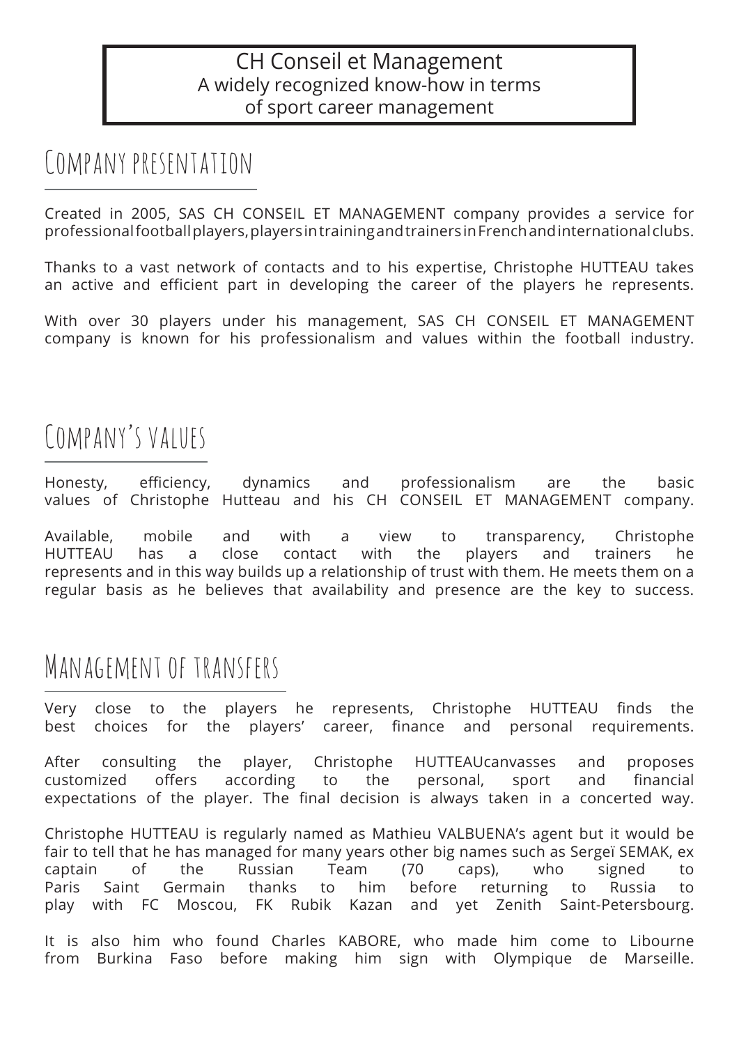CH Conseil et Management
A widely recognized know-how in terms of sport career management

## Company presentation

Created in 2005, SAS CH CONSEIL ET MANAGEMENT company provides a service for professional football players, players in training and trainers in French and international clubs.

Thanks to a vast network of contacts and to his expertise, Christophe HUTTEAU takes an active and efficient part in developing the career of the players he represents.

With over 30 players under his management, SAS CH CONSEIL ET MANAGEMENT company is known for his professionalism and values within the football industry.

## Company's values

Honesty, efficiency, dynamics and professionalism are the basic values of Christophe Hutteau and his CH CONSEIL ET MANAGEMENT company.

Available, mobile and with a view to transparency, Christophe HUTTEAU has a close contact with the players and trainers he represents and in this way builds up a relationship of trust with them. He meets them on a regular basis as he believes that availability and presence are the key to success.

## Management of transfers

Very close to the players he represents, Christophe HUTTEAU finds the best choices for the players' career, finance and personal requirements.

After consulting the player, Christophe HUTTEAUcanvasses and proposes customized offers according to the personal, sport and financial expectations of the player. The final decision is always taken in a concerted way.

Christophe HUTTEAU is regularly named as Mathieu VALBUENA's agent but it would be fair to tell that he has managed for many years other big names such as Sergeï SEMAK, ex captain of the Russian Team (70 caps), who signed to Paris Saint Germain thanks to him before returning to Russia to play with FC Moscou, FK Rubik Kazan and yet Zenith Saint-Petersbourg.

It is also him who found Charles KABORE, who made him come to Libourne from Burkina Faso before making him sign with Olympique de Marseille.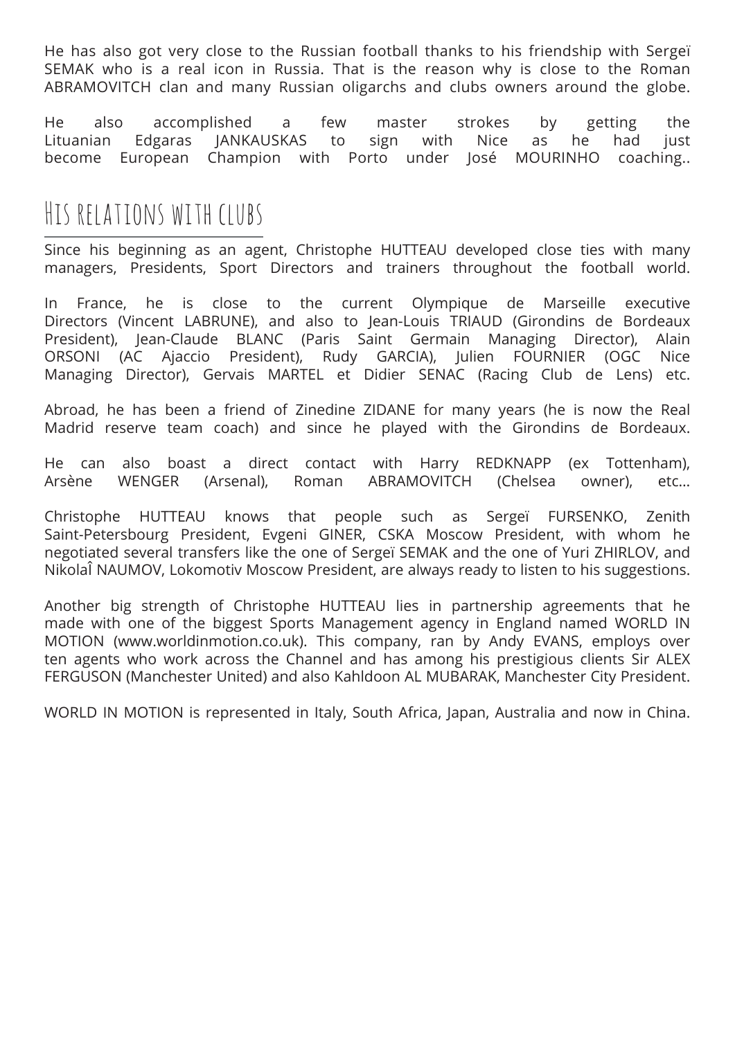He has also got very close to the Russian football thanks to his friendship with Sergeï SEMAK who is a real icon in Russia. That is the reason why is close to the Roman ABRAMOVITCH clan and many Russian oligarchs and clubs owners around the globe.

He also accomplished a few master strokes by getting the Lituanian Edgaras JANKAUSKAS to sign with Nice as he had just become European Champion with Porto under José MOURINHO coaching..

## His relations with clubs

Since his beginning as an agent, Christophe HUTTEAU developed close ties with many managers, Presidents, Sport Directors and trainers throughout the football world.

In France, he is close to the current Olympique de Marseille executive Directors (Vincent LABRUNE), and also to Jean-Louis TRIAUD (Girondins de Bordeaux President), Jean-Claude BLANC (Paris Saint Germain Managing Director), Alain ORSONI (AC Ajaccio President), Rudy GARCIA), Julien FOURNIER (OGC Nice Managing Director), Gervais MARTEL et Didier SENAC (Racing Club de Lens) etc.

Abroad, he has been a friend of Zinedine ZIDANE for many years (he is now the Real Madrid reserve team coach) and since he played with the Girondins de Bordeaux.

He can also boast a direct contact with Harry REDKNAPP (ex Tottenham), Arsène WENGER (Arsenal), Roman ABRAMOVITCH (Chelsea owner), etc...

Christophe HUTTEAU knows that people such as Sergeï FURSENKO, Zenith Saint-Petersbourg President, Evgeni GINER, CSKA Moscow President, with whom he negotiated several transfers like the one of Sergeï SEMAK and the one of Yuri ZHIRLOV, and NikolaÎ NAUMOV, Lokomotiv Moscow President, are always ready to listen to his suggestions.

Another big strength of Christophe HUTTEAU lies in partnership agreements that he made with one of the biggest Sports Management agency in England named WORLD IN MOTION (www.worldinmotion.co.uk). This company, ran by Andy EVANS, employs over ten agents who work across the Channel and has among his prestigious clients Sir ALEX FERGUSON (Manchester United) and also Kahldoon AL MUBARAK, Manchester City President.

WORLD IN MOTION is represented in Italy, South Africa, Japan, Australia and now in China.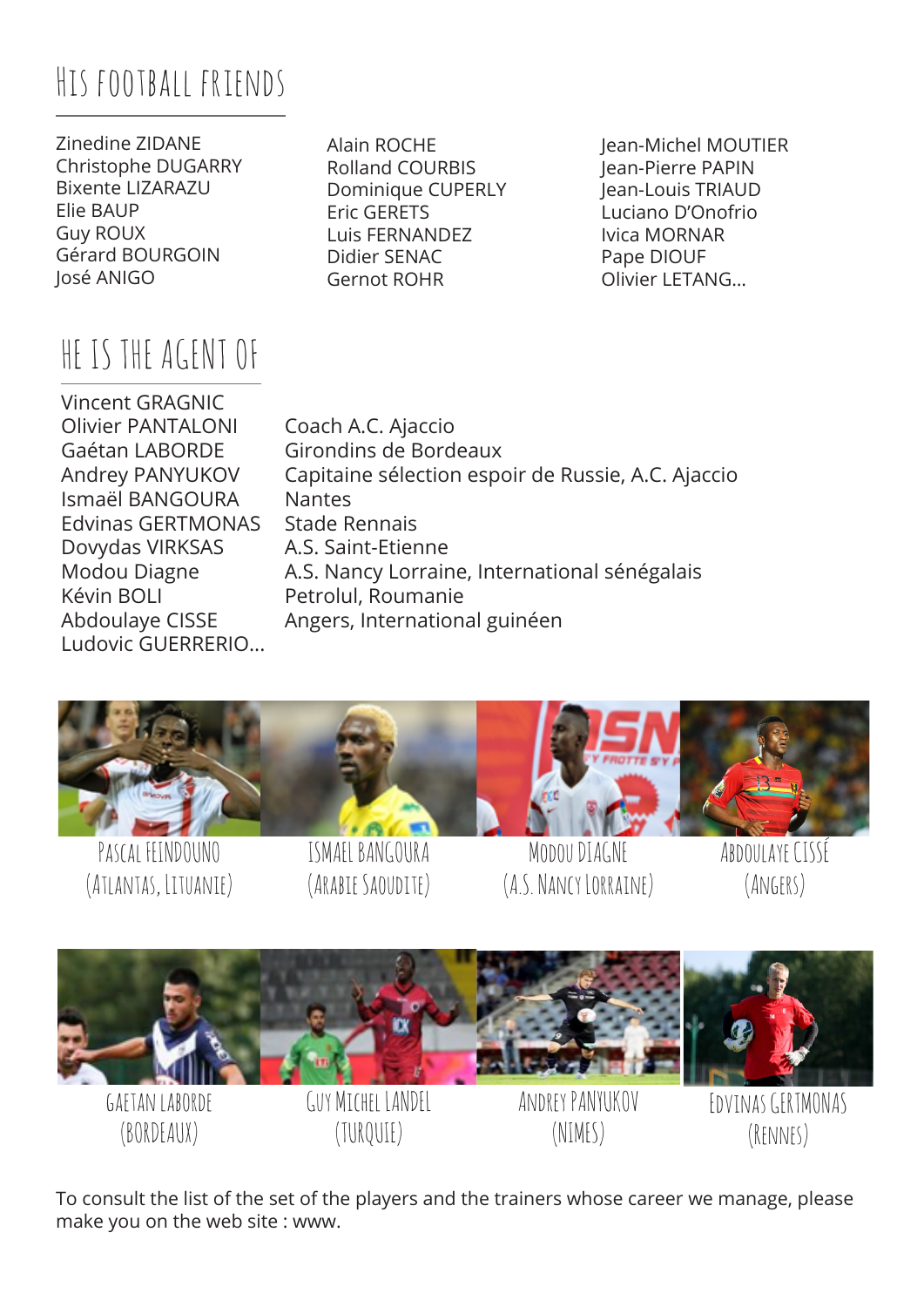## HIS FOOTBALL FRIENDS

Zinedine ZIDANE
Christophe DUGARRY
Bixente LIZARAZU
Elie BAUP
Guy ROUX
Gérard BOURGOIN
José ANIGO

Alain ROCHE
Rolland COURBIS
Dominique CUPERLY
Eric GERETS
Luis FERNANDEZ
Didier SENAC
Gernot ROHR

Jean-Michel MOUTIER
Jean-Pierre PAPIN
Jean-Louis TRIAUD
Luciano D'Onofrio
Ivica MORNAR
Pape DIOUF
Olivier LETANG...

## HE IS THE AGENT OF

| | |
|---|---|
| Vincent GRAGNIC | |
| Olivier PANTALONI | Coach A.C. Ajaccio |
| Gaétan LABORDE | Girondins de Bordeaux |
| Andrey PANYUKOV | Capitaine sélection espoir de Russie, A.C. Ajaccio |
| Ismaël BANGOURA | Nantes |
| Edvinas GERTMONAS | Stade Rennais |
| Dovydas VIRKSAS | A.S. Saint-Etienne |
| Modou Diagne | A.S. Nancy Lorraine, International sénégalais |
| Kévin BOLI | Petrolul, Roumanie |
| Abdoulaye CISSE | Angers, International guinéen |
| Ludovic GUERRERIO... | |

PASCAL FEINDOUNO (ATLANTAS, LITUANIE)

ISMAEL BANGOURA (ARABIE SAOUDITE)

MODOU DIAGNE (A.S. NANCY LORRAINE)

ABDOULAYE CISSÉ (ANGERS)

GAETAN LABORDE (BORDEAUX)

GUY MICHEL LANDEL (TURQUIE)

ANDREY PANYUKOV (NIMES)

EDVINAS GERTMONAS (RENNES)

To consult the list of the set of the players and the trainers whose career we manage, please make you on the web site : www.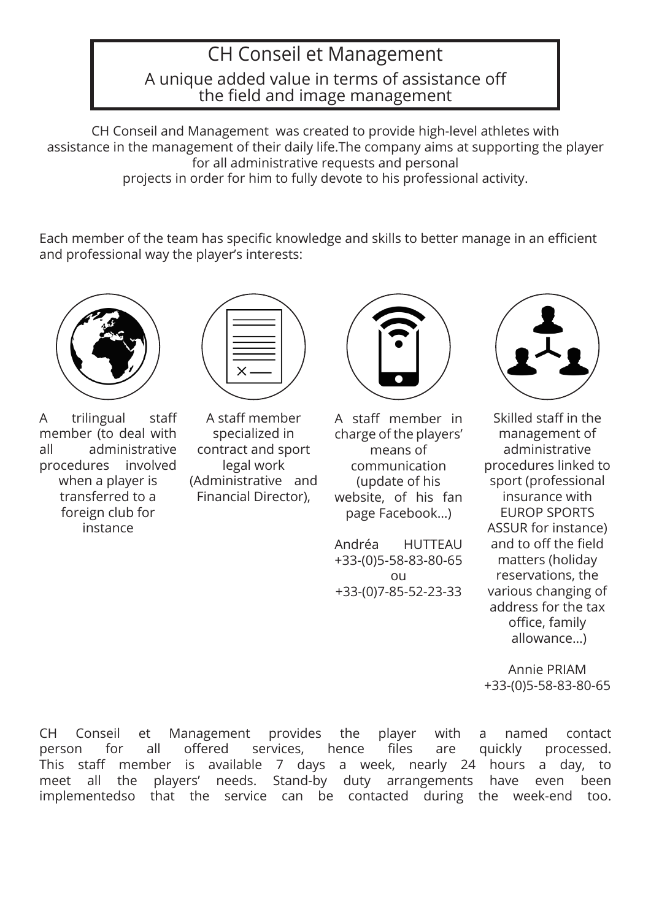# CH Conseil et Management

## A unique added value in terms of assistance off the field and image management

CH Conseil and Management was created to provide high-level athletes with assistance in the management of their daily life.The company aims at supporting the player for all administrative requests and personal projects in order for him to fully devote to his professional activity.

Each member of the team has specific knowledge and skills to better manage in an efficient and professional way the player's interests:

- A trilingual staff member (to deal with all administrative procedures involved when a player is transferred to a foreign club for instance
- A staff member specialized in contract and sport legal work (Administrative and Financial Director),
- A staff member in charge of the players' means of communication (update of his website, of his fan page Facebook...)

  Andréa HUTTEAU
  +33-(0)5-58-83-80-65
  ou
  +33-(0)7-85-52-23-33

- Skilled staff in the management of administrative procedures linked to sport (professional insurance with EUROP SPORTS ASSUR for instance) and to off the field matters (holiday reservations, the various changing of address for the tax office, family allowance...)

  Annie PRIAM
  +33-(0)5-58-83-80-65

CH Conseil et Management provides the player with a named contact person for all offered services, hence files are quickly processed. This staff member is available 7 days a week, nearly 24 hours a day, to meet all the players' needs. Stand-by duty arrangements have even been implementedso that the service can be contacted during the week-end too.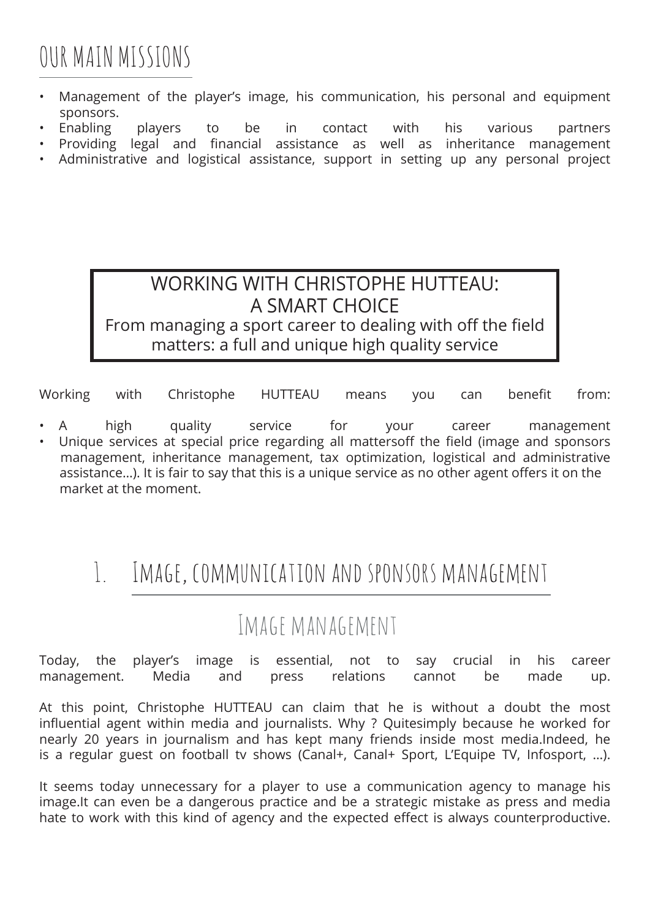# OUR MAIN MISSIONS

- Management of the player's image, his communication, his personal and equipment sponsors.
- Enabling players to be in contact with his various partners
- Providing legal and financial assistance as well as inheritance management
- Administrative and logistical assistance, support in setting up any personal project

**WORKING WITH CHRISTOPHE HUTTEAU: A SMART CHOICE**

From managing a sport career to dealing with off the field matters: a full and unique high quality service

Working with Christophe HUTTEAU means you can benefit from:

- A high quality service for your career management
- Unique services at special price regarding all mattersoff the field (image and sponsors management, inheritance management, tax optimization, logistical and administrative assistance...). It is fair to say that this is a unique service as no other agent offers it on the market at the moment.

# 1. Image, communication and sponsors management

## Image management

Today, the player's image is essential, not to say crucial in his career management. Media and press relations cannot be made up.

At this point, Christophe HUTTEAU can claim that he is without a doubt the most influential agent within media and journalists. Why ? Quitesimply because he worked for nearly 20 years in journalism and has kept many friends inside most media.Indeed, he is a regular guest on football tv shows (Canal+, Canal+ Sport, L'Equipe TV, Infosport, ...).

It seems today unnecessary for a player to use a communication agency to manage his image.It can even be a dangerous practice and be a strategic mistake as press and media hate to work with this kind of agency and the expected effect is always counterproductive.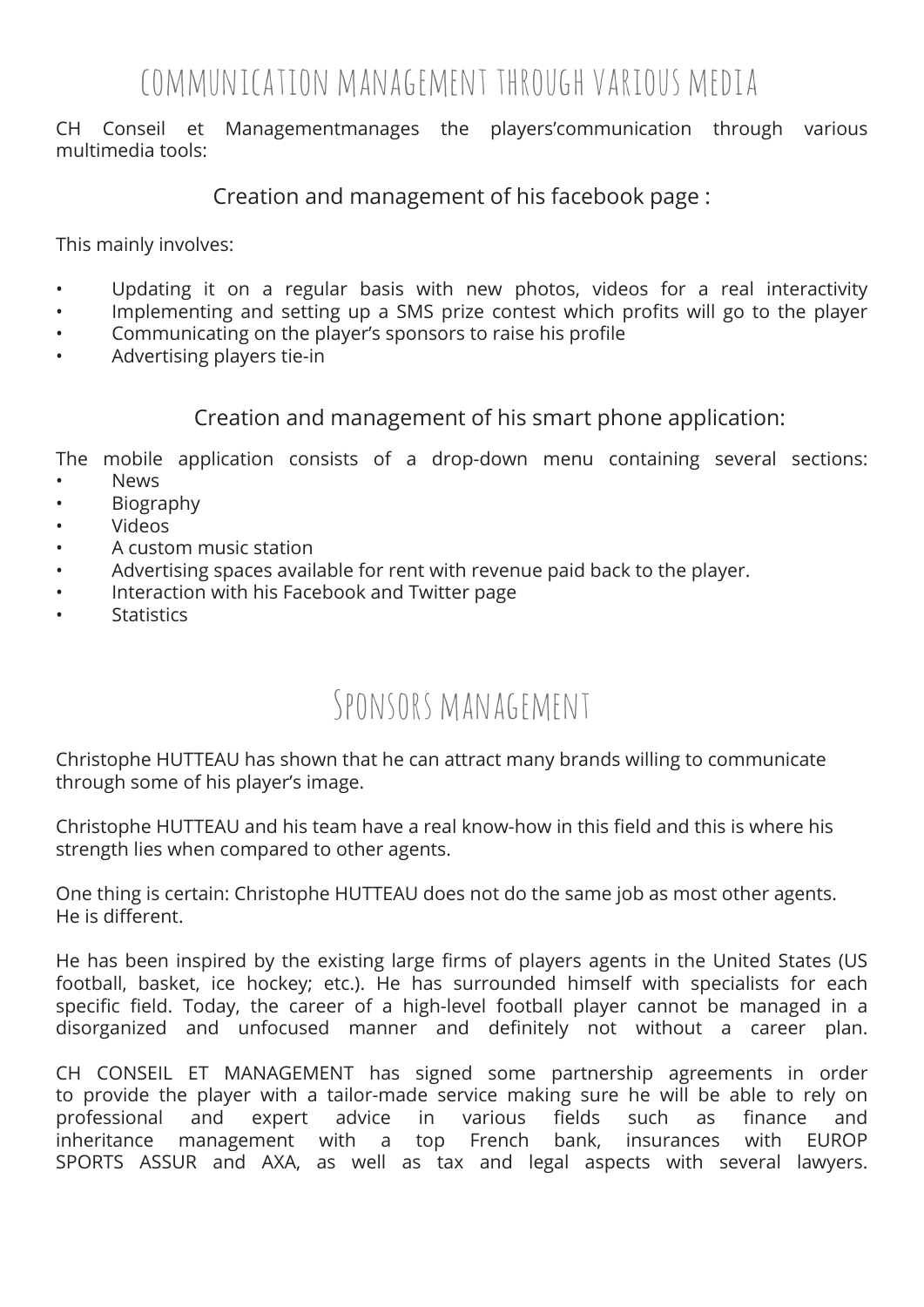# COMMUNICATION MANAGEMENT THROUGH VARIOUS MEDIA

CH Conseil et Managementmanages the players'communication through various multimedia tools:

## Creation and management of his facebook page :

This mainly involves:

- Updating it on a regular basis with new photos, videos for a real interactivity
- Implementing and setting up a SMS prize contest which profits will go to the player
- Communicating on the player's sponsors to raise his profile
- Advertising players tie-in

## Creation and management of his smart phone application:

The mobile application consists of a drop-down menu containing several sections:

- News
- Biography
- Videos
- A custom music station
- Advertising spaces available for rent with revenue paid back to the player.
- Interaction with his Facebook and Twitter page
- Statistics

# Sponsors management

Christophe HUTTEAU has shown that he can attract many brands willing to communicate through some of his player's image.

Christophe HUTTEAU and his team have a real know-how in this field and this is where his strength lies when compared to other agents.

One thing is certain: Christophe HUTTEAU does not do the same job as most other agents.
He is different.

He has been inspired by the existing large firms of players agents in the United States (US football, basket, ice hockey; etc.). He has surrounded himself with specialists for each specific field. Today, the career of a high-level football player cannot be managed in a disorganized and unfocused manner and definitely not without a career plan.

CH CONSEIL ET MANAGEMENT has signed some partnership agreements in order to provide the player with a tailor-made service making sure he will be able to rely on professional and expert advice in various fields such as finance and inheritance management with a top French bank, insurances with EUROP SPORTS ASSUR and AXA, as well as tax and legal aspects with several lawyers.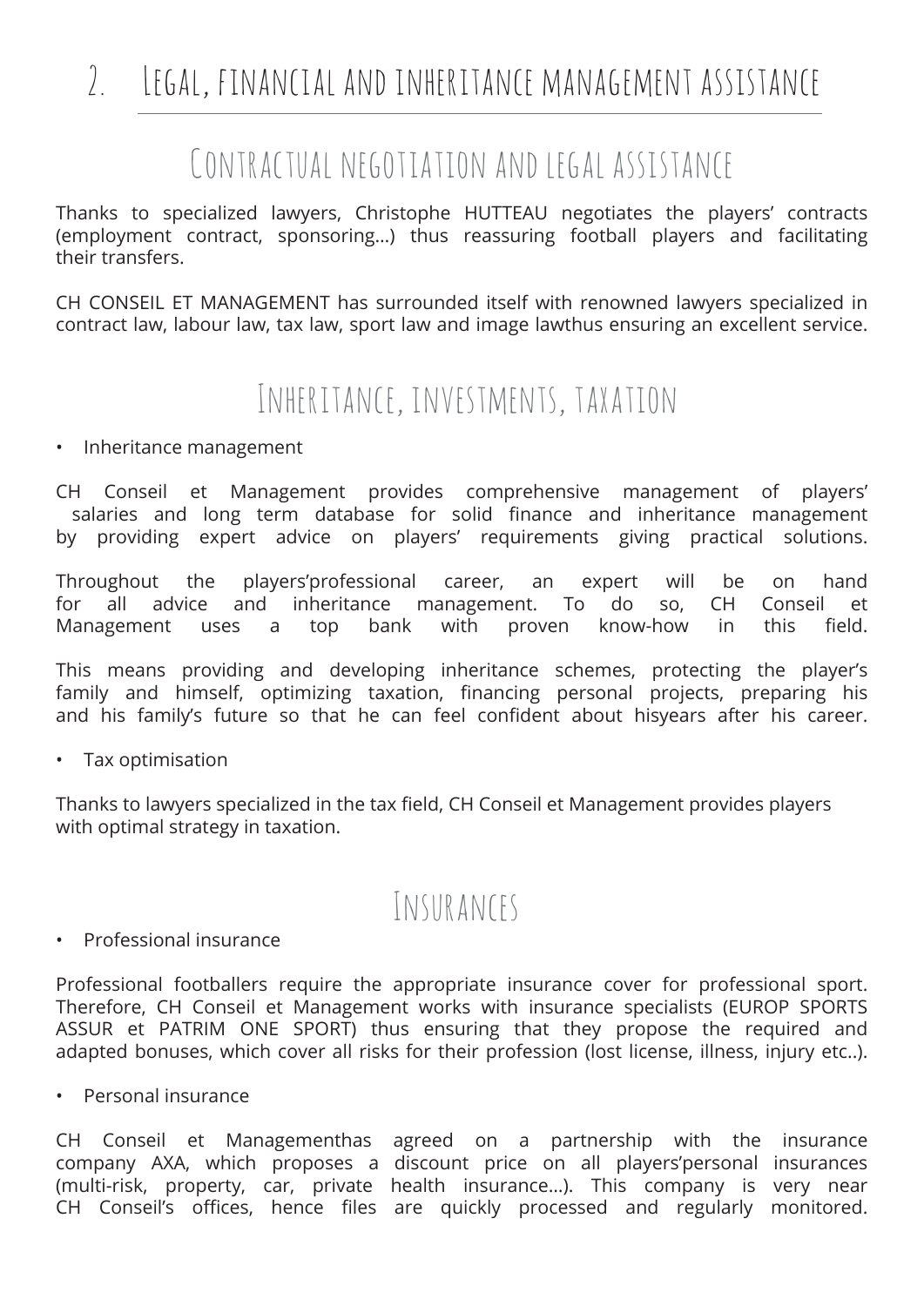# 2. Legal, financial and inheritance management assistance

## Contractual negotiation and legal assistance

Thanks to specialized lawyers, Christophe HUTTEAU negotiates the players' contracts (employment contract, sponsoring…) thus reassuring football players and facilitating their transfers.

CH CONSEIL ET MANAGEMENT has surrounded itself with renowned lawyers specialized in contract law, labour law, tax law, sport law and image lawthus ensuring an excellent service.

## Inheritance, investments, taxation

- Inheritance management

CH Conseil et Management provides comprehensive management of players' salaries and long term database for solid finance and inheritance management by providing expert advice on players' requirements giving practical solutions.

Throughout the players'professional career, an expert will be on hand for all advice and inheritance management. To do so, CH Conseil et Management uses a top bank with proven know-how in this field.

This means providing and developing inheritance schemes, protecting the player's family and himself, optimizing taxation, financing personal projects, preparing his and his family's future so that he can feel confident about hisyears after his career.

- Tax optimisation

Thanks to lawyers specialized in the tax field, CH Conseil et Management provides players with optimal strategy in taxation.

## Insurances

- Professional insurance

Professional footballers require the appropriate insurance cover for professional sport. Therefore, CH Conseil et Management works with insurance specialists (EUROP SPORTS ASSUR et PATRIM ONE SPORT) thus ensuring that they propose the required and adapted bonuses, which cover all risks for their profession (lost license, illness, injury etc..).

- Personal insurance

CH Conseil et Managementhas agreed on a partnership with the insurance company AXA, which proposes a discount price on all players'personal insurances (multi-risk, property, car, private health insurance…). This company is very near CH Conseil's offices, hence files are quickly processed and regularly monitored.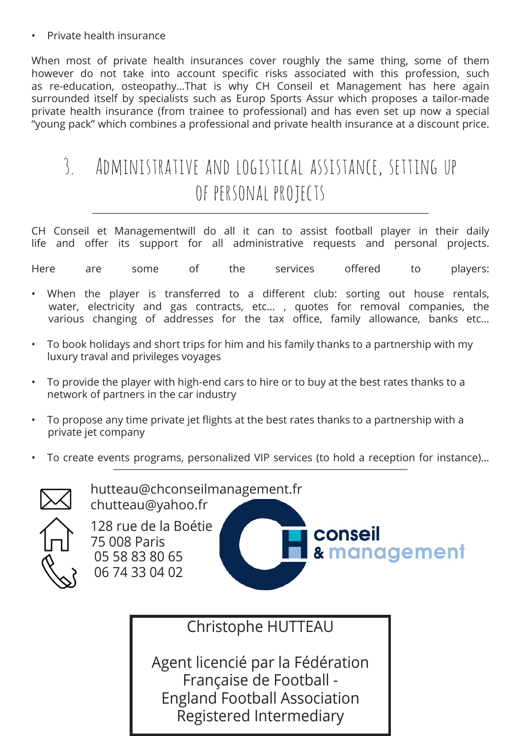- Private health insurance

When most of private health insurances cover roughly the same thing, some of them however do not take into account specific risks associated with this profession, such as re-education, osteopathy...That is why CH Conseil et Management has here again surrounded itself by specialists such as Europ Sports Assur which proposes a tailor-made private health insurance (from trainee to professional) and has even set up now a special "young pack" which combines a professional and private health insurance at a discount price.

## 3. Administrative and logistical assistance, setting up of personal projects

CH Conseil et Managementwill do all it can to assist football player in their daily life and offer its support for all administrative requests and personal projects.

Here are some of the services offered to players:

- When the player is transferred to a different club: sorting out house rentals, water, electricity and gas contracts, etc... , quotes for removal companies, the various changing of addresses for the tax office, family allowance, banks etc...
- To book holidays and short trips for him and his family thanks to a partnership with my luxury traval and privileges voyages
- To provide the player with high-end cars to hire or to buy at the best rates thanks to a network of partners in the car industry
- To propose any time private jet flights at the best rates thanks to a partnership with a private jet company
- To create events programs, personalized VIP services (to hold a reception for instance)...

hutteau@chconseilmanagement.fr
chutteau@yahoo.fr

128 rue de la Boétie
75 008 Paris
05 58 83 80 65
06 74 33 04 02

conseil & management

Christophe HUTTEAU

Agent licencié par la Fédération Française de Football - England Football Association Registered Intermediary